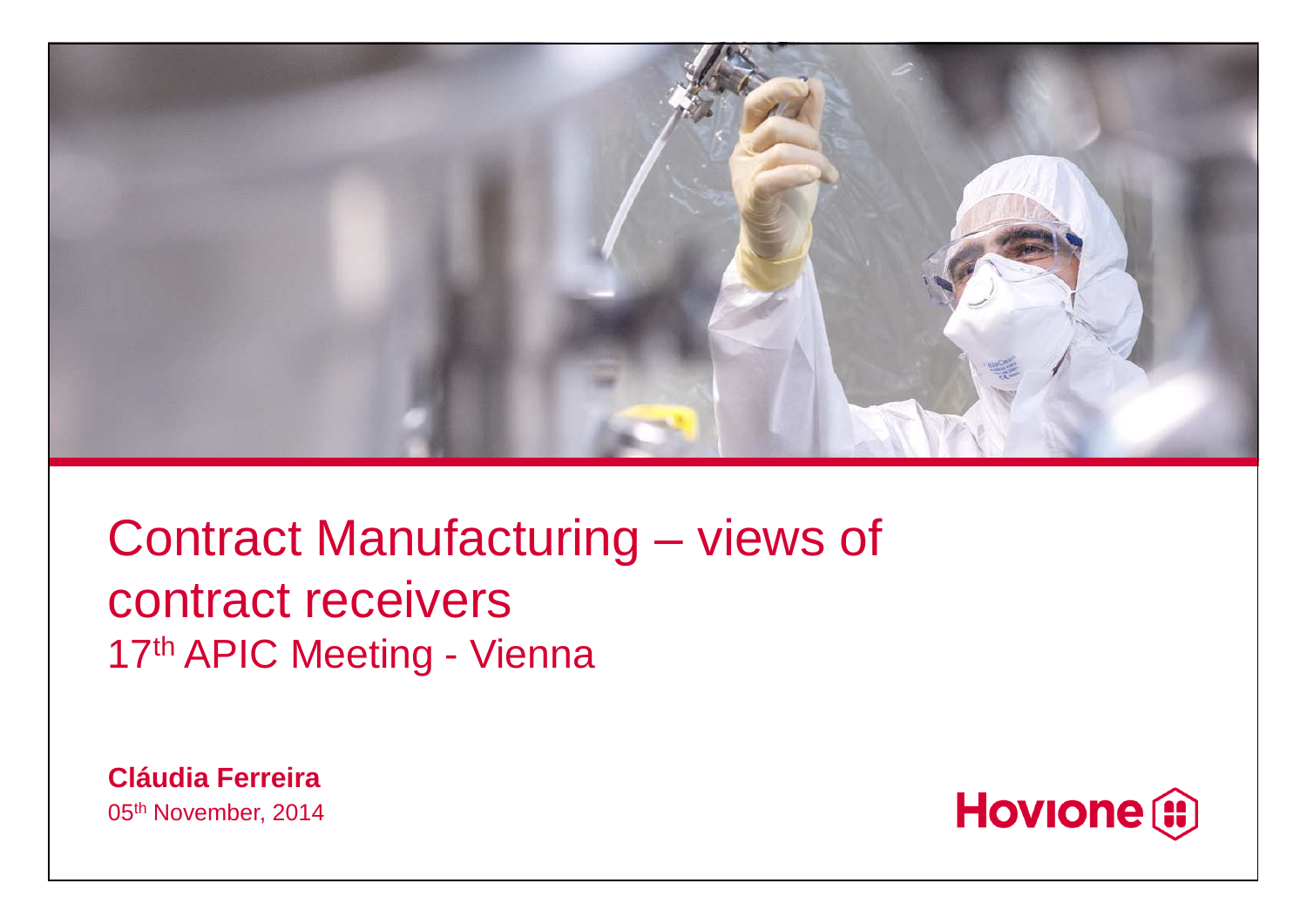# Contract Manufacturing – views of contract receivers

17th APIC Meeting - Vienna

**Cláudia Ferreira**

05th November, 2014

Hovione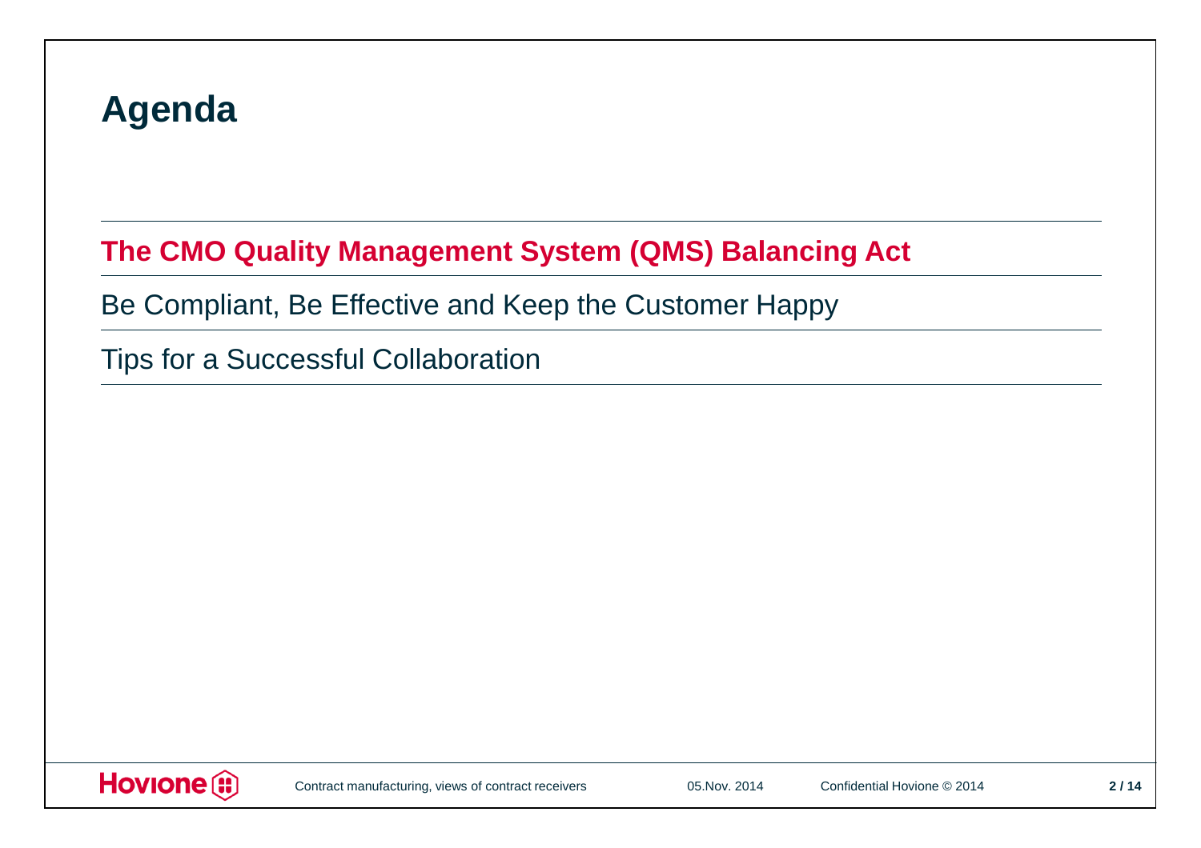# Agenda

**The CMO Quality Management System (QMS) Balancing Act**

Be Compliant, Be Effective and Keep the Customer Happy

Tips for a Successful Collaboration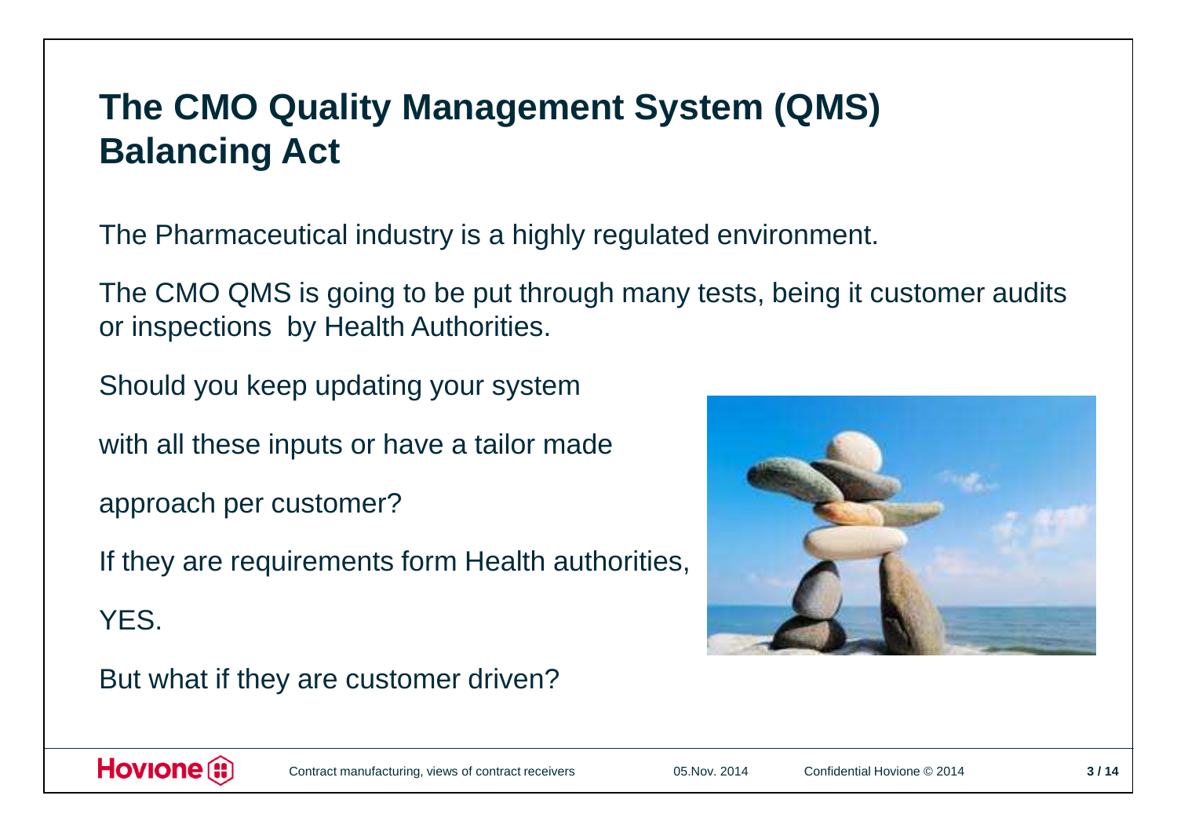# The CMO Quality Management System (QMS) Balancing Act

The Pharmaceutical industry is a highly regulated environment.

The CMO QMS is going to be put through many tests, being it customer audits or inspections by Health Authorities.

Should you keep updating your system

with all these inputs or have a tailor made

approach per customer?

If they are requirements form Health authorities,

YES.

But what if they are customer driven?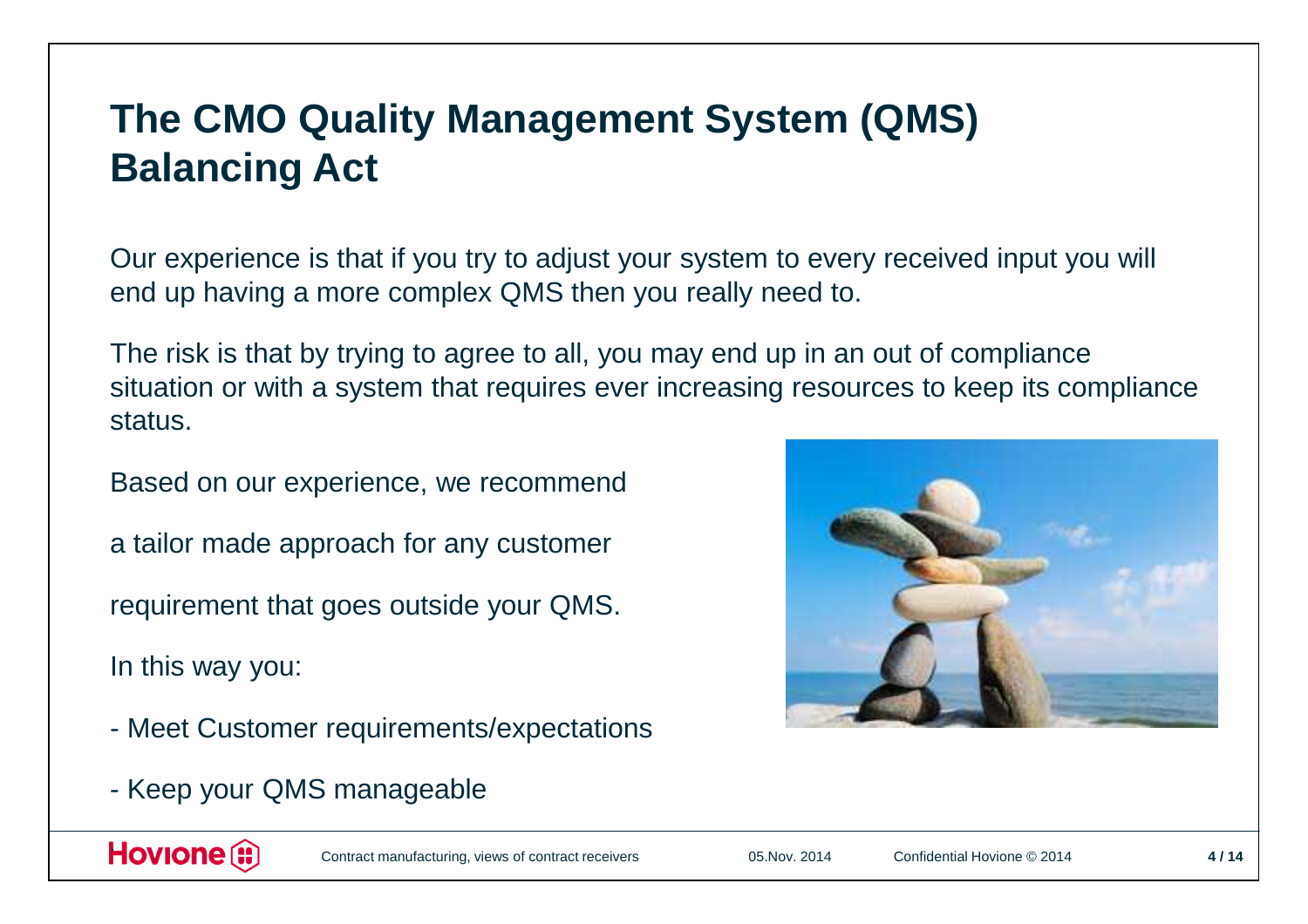# The CMO Quality Management System (QMS) Balancing Act

Our experience is that if you try to adjust your system to every received input you will end up having a more complex QMS then you really need to.

The risk is that by trying to agree to all, you may end up in an out of compliance situation or with a system that requires ever increasing resources to keep its compliance status.

Based on our experience, we recommend a tailor made approach for any customer requirement that goes outside your QMS.

In this way you:

- Meet Customer requirements/expectations
- Keep your QMS manageable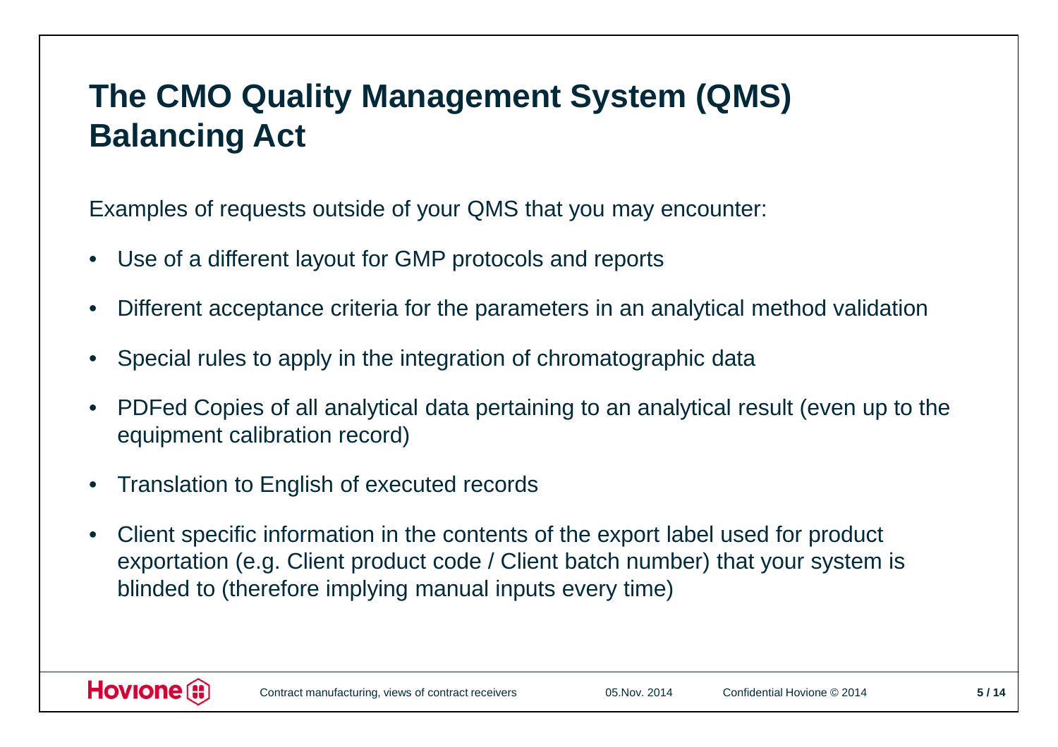# The CMO Quality Management System (QMS) Balancing Act

Examples of requests outside of your QMS that you may encounter:

- Use of a different layout for GMP protocols and reports
- Different acceptance criteria for the parameters in an analytical method validation
- Special rules to apply in the integration of chromatographic data
- PDFed Copies of all analytical data pertaining to an analytical result (even up to the equipment calibration record)
- Translation to English of executed records
- Client specific information in the contents of the export label used for product exportation (e.g. Client product code / Client batch number) that your system is blinded to (therefore implying manual inputs every time)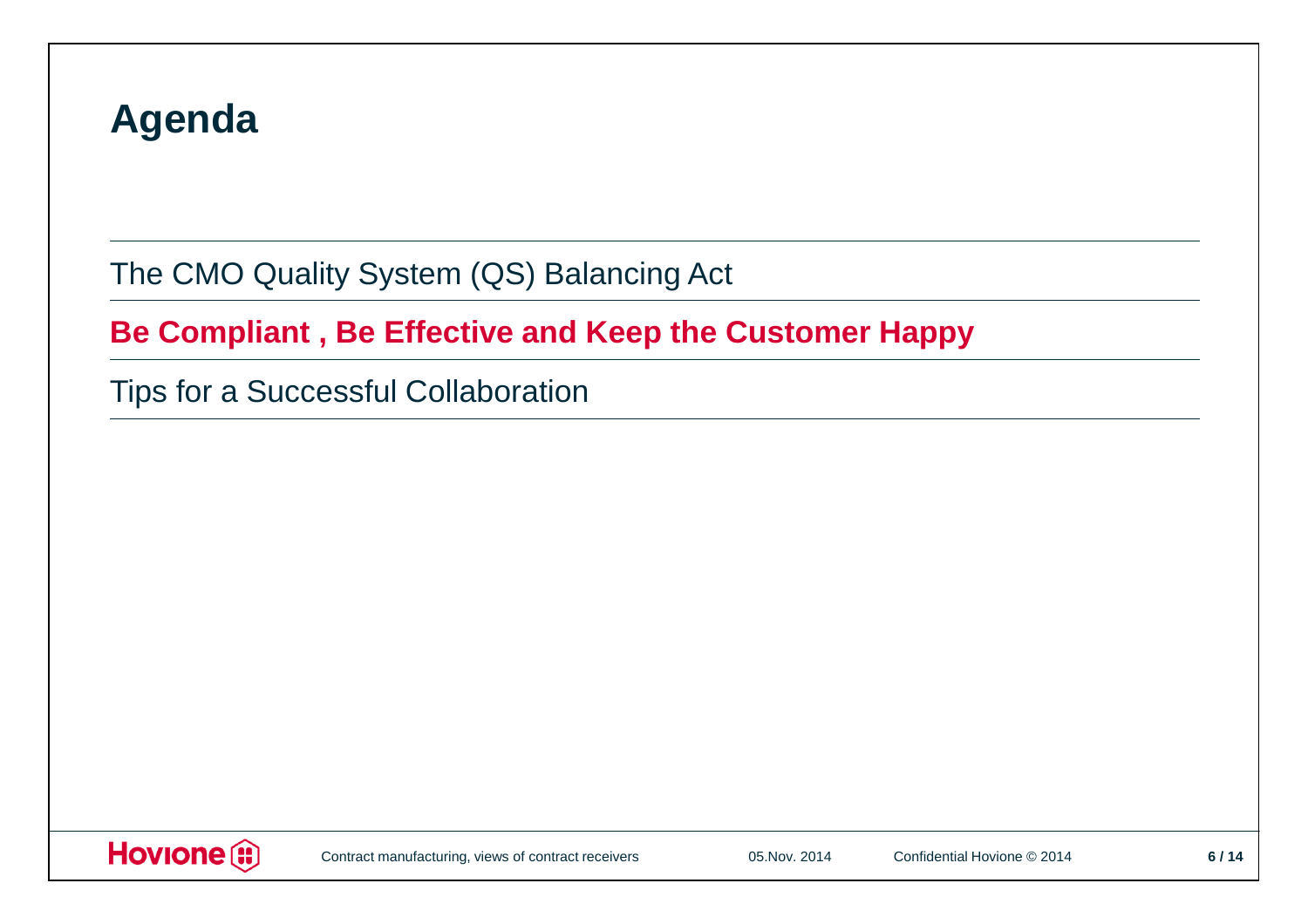# Agenda

The CMO Quality System (QS) Balancing Act

**Be Compliant , Be Effective and Keep the Customer Happy**

Tips for a Successful Collaboration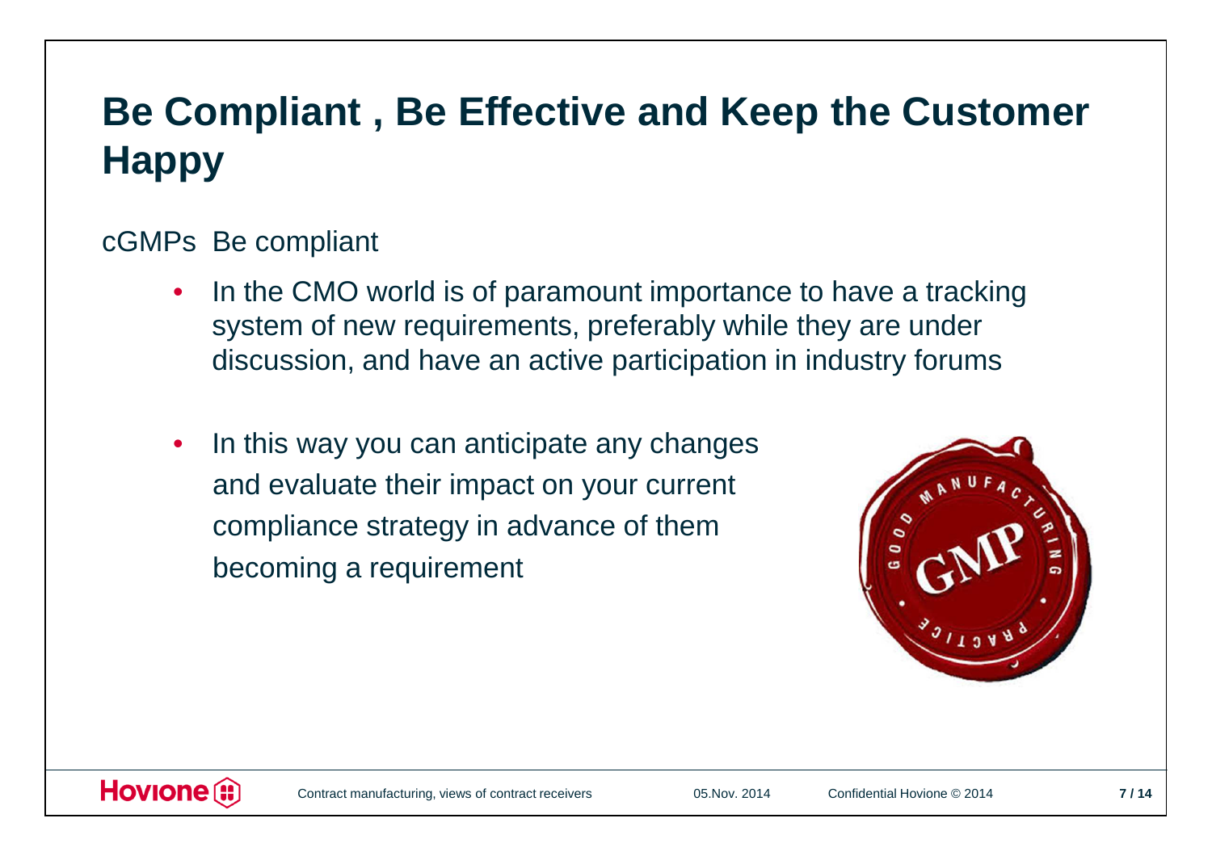# Be Compliant , Be Effective and Keep the Customer Happy

cGMPs Be compliant

- In the CMO world is of paramount importance to have a tracking system of new requirements, preferably while they are under discussion, and have an active participation in industry forums
- In this way you can anticipate any changes and evaluate their impact on your current compliance strategy in advance of them becoming a requirement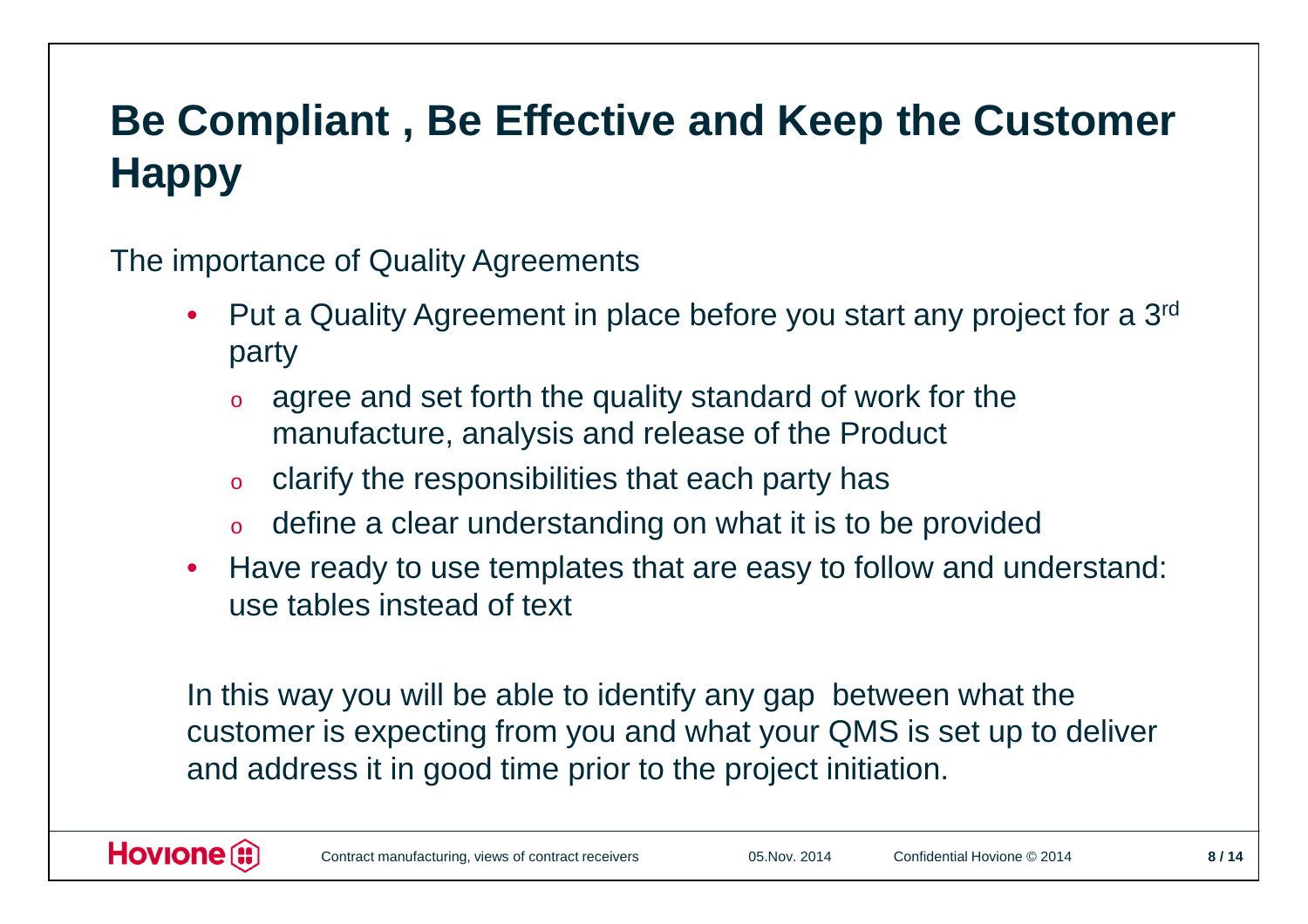# Be Compliant , Be Effective and Keep the Customer Happy

The importance of Quality Agreements

- Put a Quality Agreement in place before you start any project for a 3rd party
  - agree and set forth the quality standard of work for the manufacture, analysis and release of the Product
  - clarify the responsibilities that each party has
  - define a clear understanding on what it is to be provided
- Have ready to use templates that are easy to follow and understand: use tables instead of text

In this way you will be able to identify any gap between what the customer is expecting from you and what your QMS is set up to deliver and address it in good time prior to the project initiation.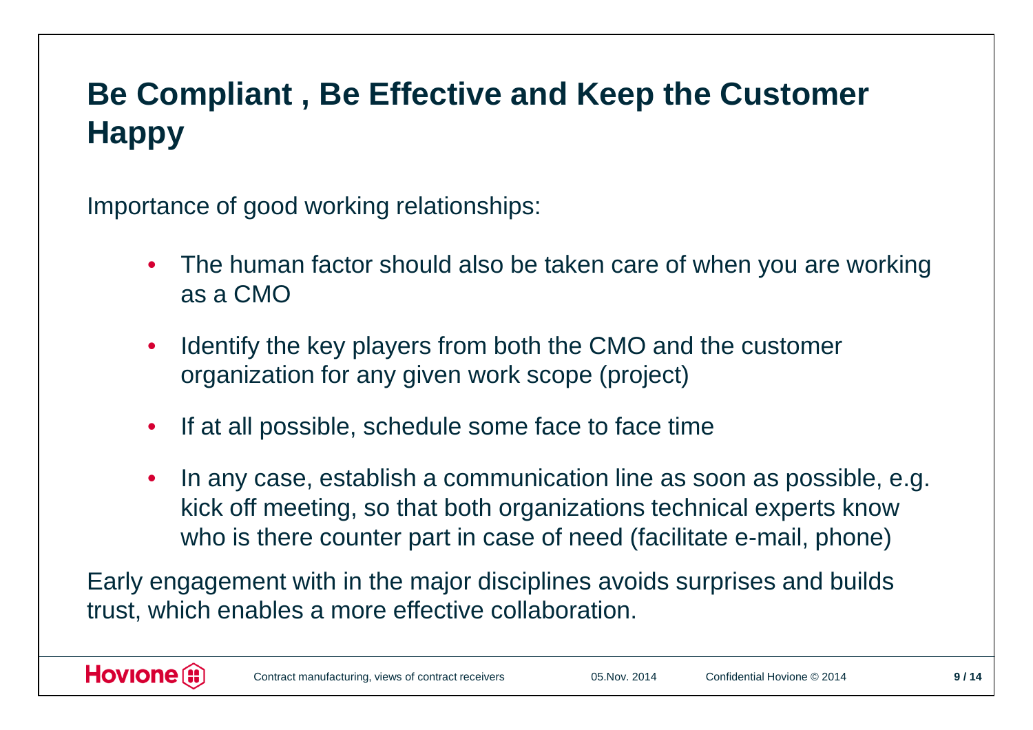# Be Compliant , Be Effective and Keep the Customer Happy

Importance of good working relationships:

- The human factor should also be taken care of when you are working as a CMO
- Identify the key players from both the CMO and the customer organization for any given work scope (project)
- If at all possible, schedule some face to face time
- In any case, establish a communication line as soon as possible, e.g. kick off meeting, so that both organizations technical experts know who is there counter part in case of need (facilitate e-mail, phone)

Early engagement with in the major disciplines avoids surprises and builds trust, which enables a more effective collaboration.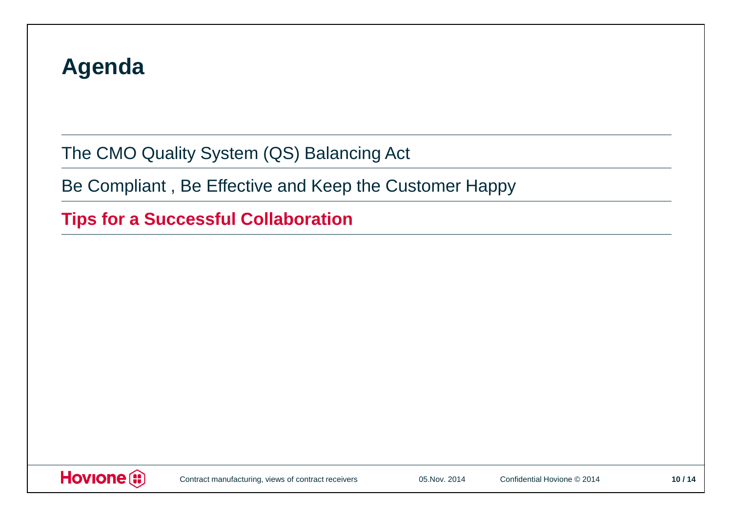# Agenda

The CMO Quality System (QS) Balancing Act

Be Compliant , Be Effective and Keep the Customer Happy

**Tips for a Successful Collaboration**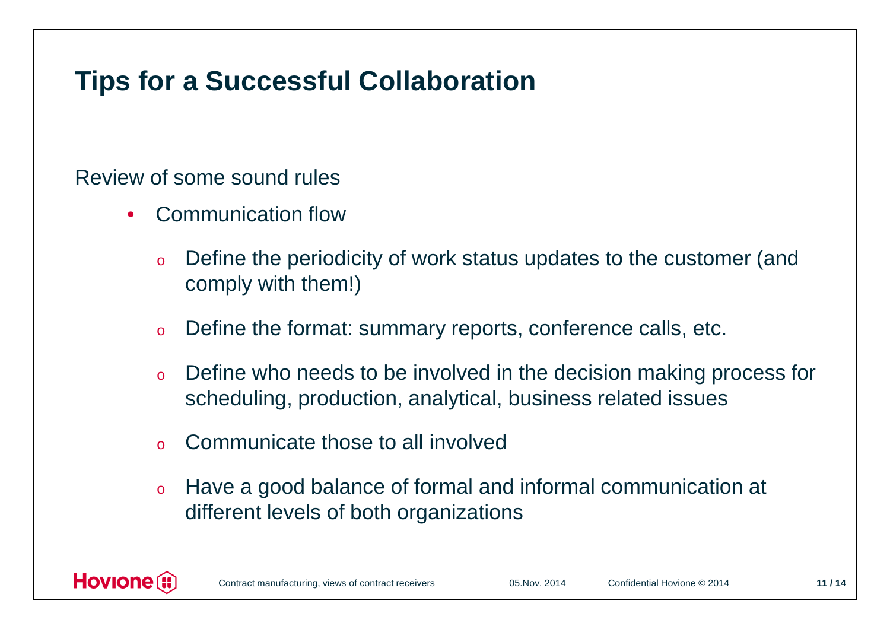# Tips for a Successful Collaboration

Review of some sound rules

- Communication flow
  - Define the periodicity of work status updates to the customer (and comply with them!)
  - Define the format: summary reports, conference calls, etc.
  - Define who needs to be involved in the decision making process for scheduling, production, analytical, business related issues
  - Communicate those to all involved
  - Have a good balance of formal and informal communication at different levels of both organizations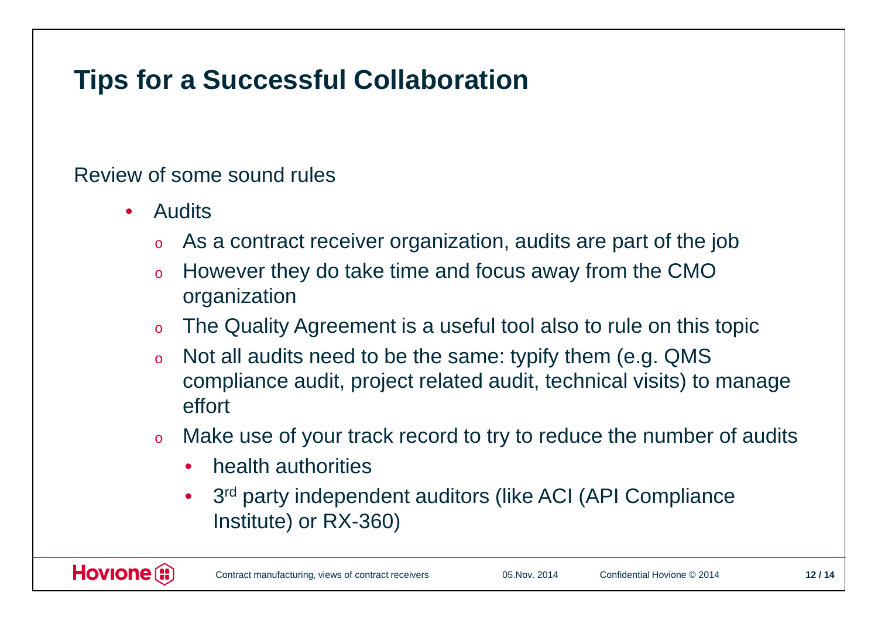# Tips for a Successful Collaboration

Review of some sound rules

- Audits
  - As a contract receiver organization, audits are part of the job
  - However they do take time and focus away from the CMO organization
  - The Quality Agreement is a useful tool also to rule on this topic
  - Not all audits need to be the same: typify them (e.g. QMS compliance audit, project related audit, technical visits) to manage effort
  - Make use of your track record to try to reduce the number of audits
    - health authorities
    - 3rd party independent auditors (like ACI (API Compliance Institute) or RX-360)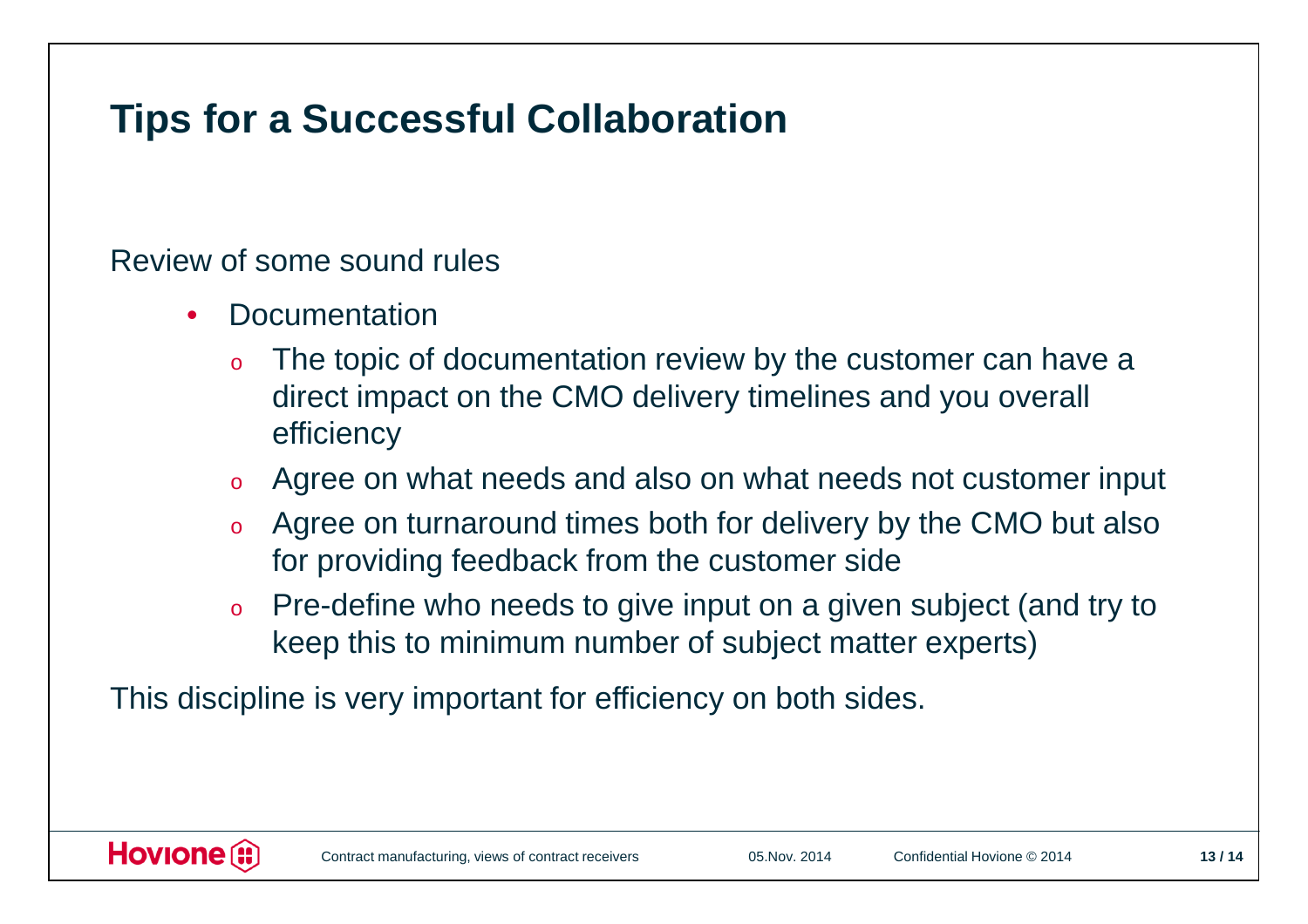# Tips for a Successful Collaboration

Review of some sound rules

- Documentation
  - The topic of documentation review by the customer can have a direct impact on the CMO delivery timelines and you overall efficiency
  - Agree on what needs and also on what needs not customer input
  - Agree on turnaround times both for delivery by the CMO but also for providing feedback from the customer side
  - Pre-define who needs to give input on a given subject (and try to keep this to minimum number of subject matter experts)

This discipline is very important for efficiency on both sides.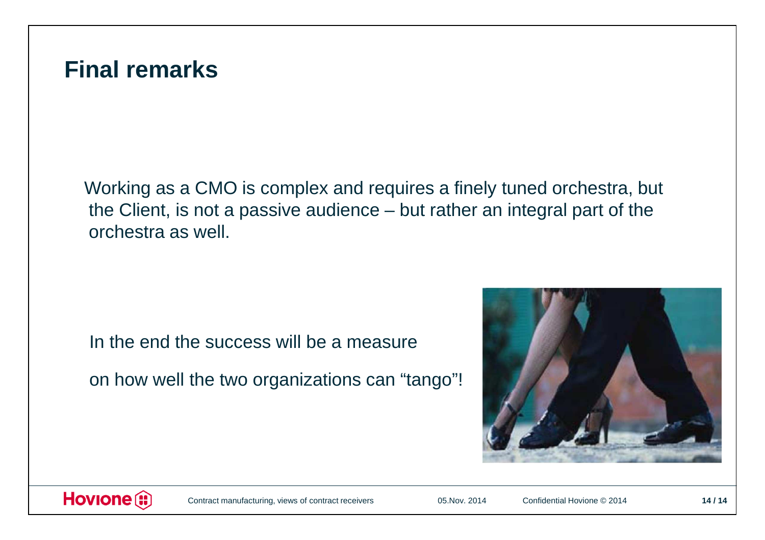## Final remarks

Working as a CMO is complex and requires a finely tuned orchestra, but the Client, is not a passive audience – but rather an integral part of the orchestra as well.

In the end the success will be a measure

on how well the two organizations can "tango"!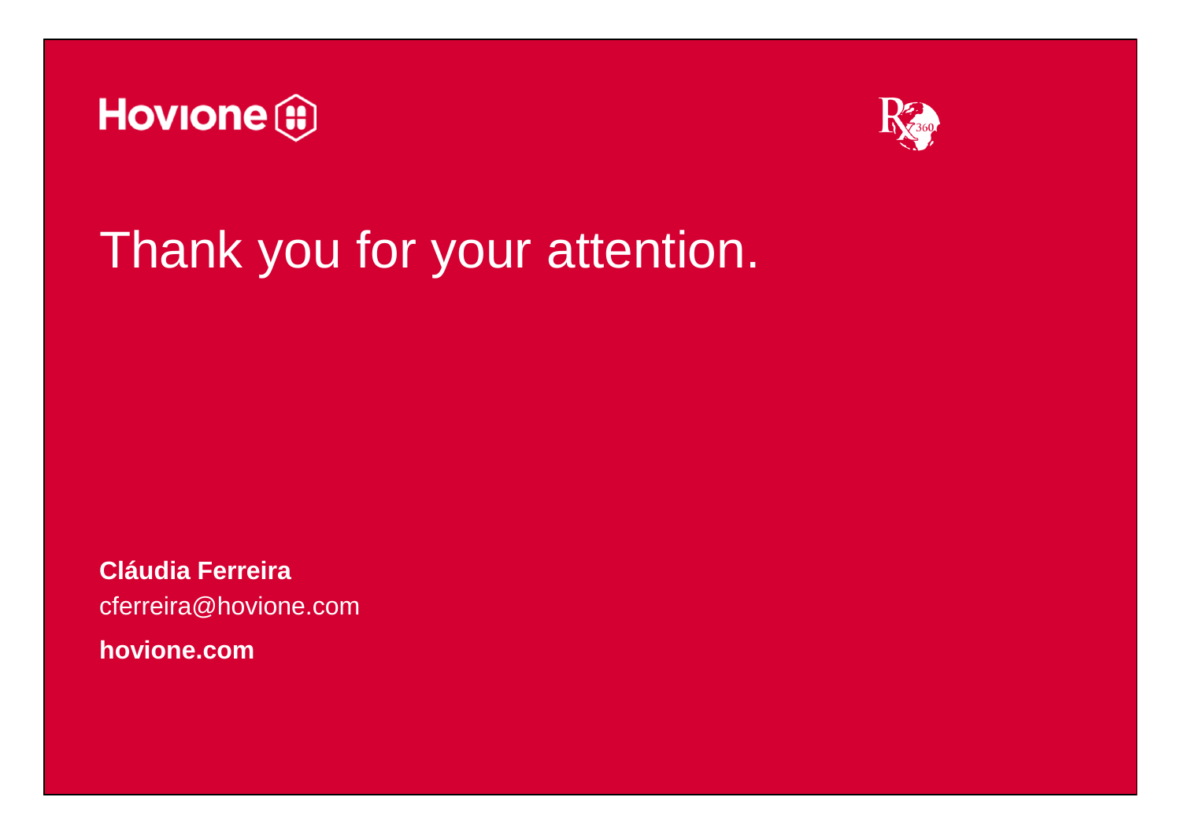# Thank you for your attention.

**Cláudia Ferreira**

cferreira@hovione.com

**hovione.com**